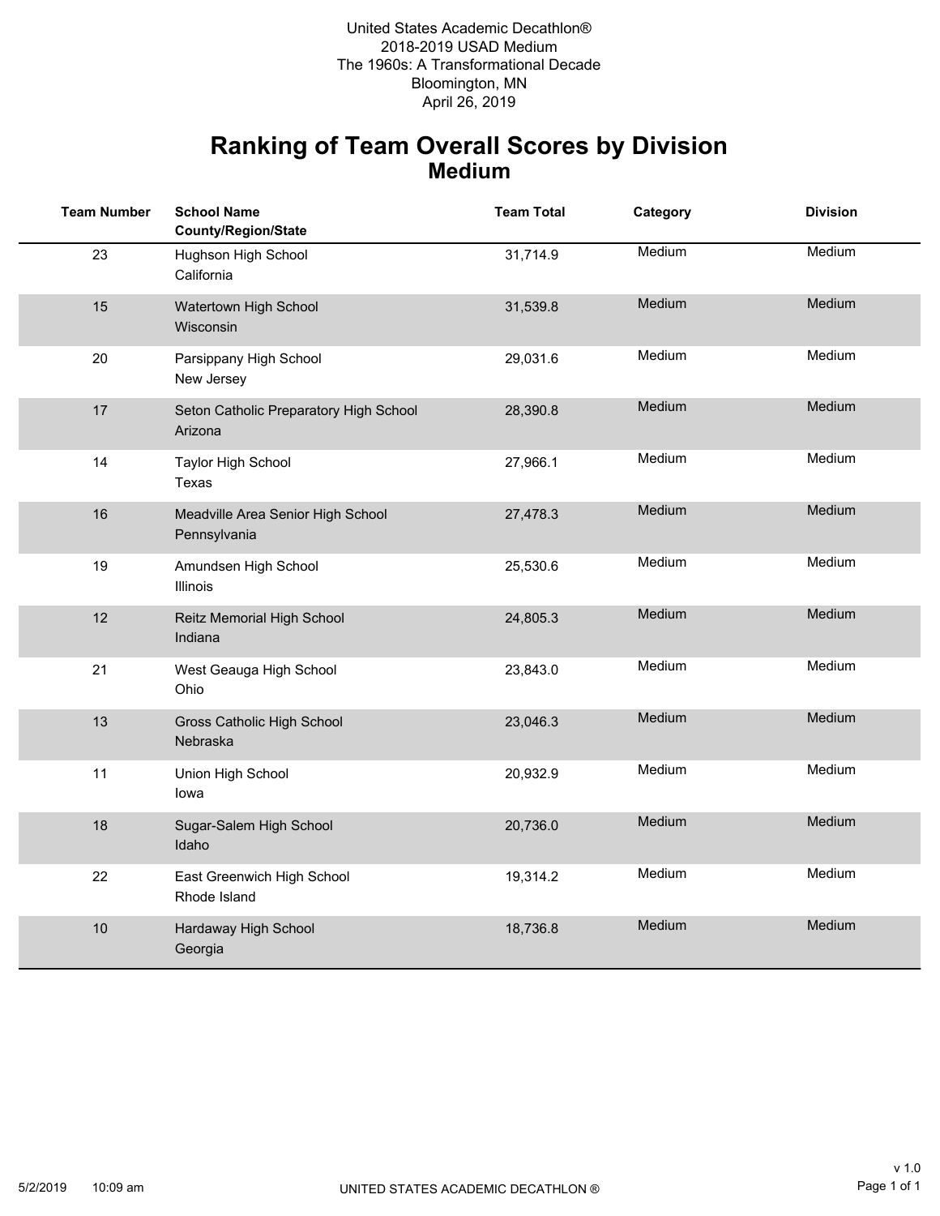United States Academic Decathlon®
2018-2019 USAD Medium
The 1960s: A Transformational Decade
Bloomington, MN
April 26, 2019

# Ranking of Team Overall Scores by Division
## Medium

| Team Number | School Name<br>County/Region/State | Team Total | Category | Division |
|---|---|---|---|---|
| 23 | Hughson High School<br>California | 31,714.9 | Medium | Medium |
| 15 | Watertown High School<br>Wisconsin | 31,539.8 | Medium | Medium |
| 20 | Parsippany High School<br>New Jersey | 29,031.6 | Medium | Medium |
| 17 | Seton Catholic Preparatory High School<br>Arizona | 28,390.8 | Medium | Medium |
| 14 | Taylor High School<br>Texas | 27,966.1 | Medium | Medium |
| 16 | Meadville Area Senior High School<br>Pennsylvania | 27,478.3 | Medium | Medium |
| 19 | Amundsen High School<br>Illinois | 25,530.6 | Medium | Medium |
| 12 | Reitz Memorial High School<br>Indiana | 24,805.3 | Medium | Medium |
| 21 | West Geauga High School<br>Ohio | 23,843.0 | Medium | Medium |
| 13 | Gross Catholic High School<br>Nebraska | 23,046.3 | Medium | Medium |
| 11 | Union High School<br>Iowa | 20,932.9 | Medium | Medium |
| 18 | Sugar-Salem High School<br>Idaho | 20,736.0 | Medium | Medium |
| 22 | East Greenwich High School<br>Rhode Island | 19,314.2 | Medium | Medium |
| 10 | Hardaway High School<br>Georgia | 18,736.8 | Medium | Medium |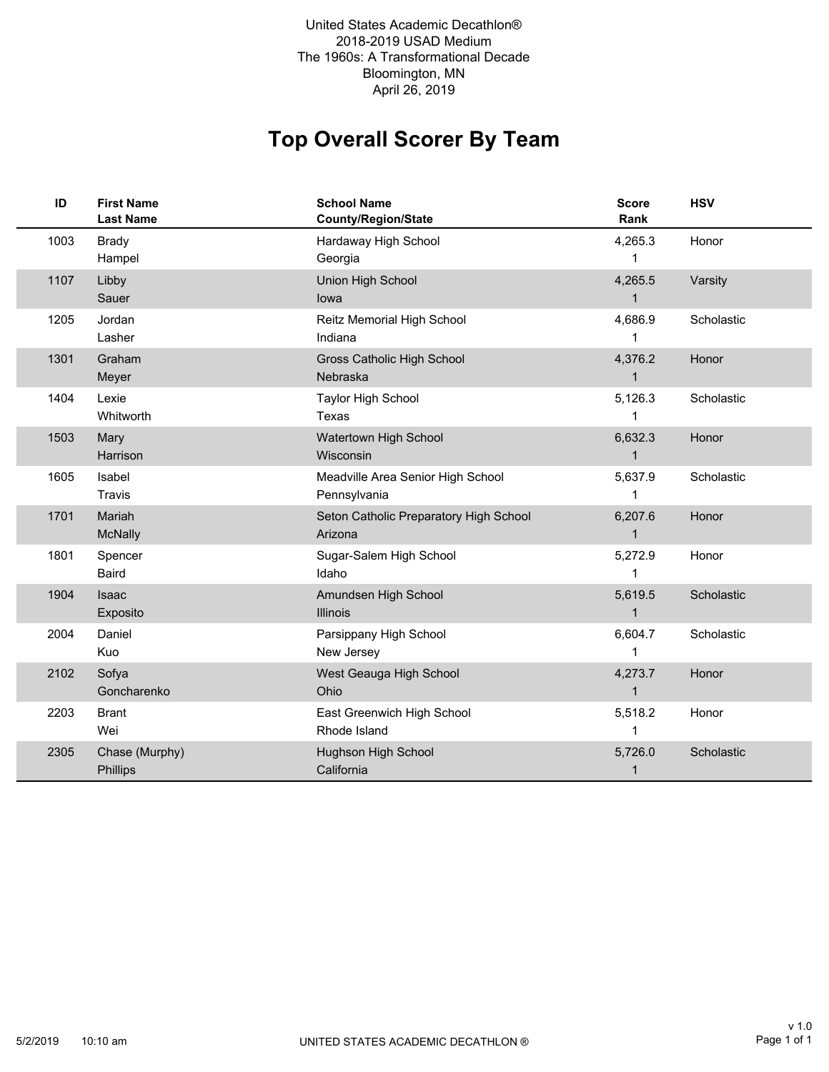United States Academic Decathlon®
2018-2019 USAD Medium
The 1960s: A Transformational Decade
Bloomington, MN
April 26, 2019

# Top Overall Scorer By Team

| ID | First Name<br>Last Name | School Name<br>County/Region/State | Score<br>Rank | HSV |
|---|---|---|---|---|
| 1003 | Brady<br>Hampel | Hardaway High School<br>Georgia | 4,265.3<br>1 | Honor |
| 1107 | Libby<br>Sauer | Union High School<br>Iowa | 4,265.5<br>1 | Varsity |
| 1205 | Jordan<br>Lasher | Reitz Memorial High School<br>Indiana | 4,686.9<br>1 | Scholastic |
| 1301 | Graham<br>Meyer | Gross Catholic High School<br>Nebraska | 4,376.2<br>1 | Honor |
| 1404 | Lexie<br>Whitworth | Taylor High School<br>Texas | 5,126.3<br>1 | Scholastic |
| 1503 | Mary<br>Harrison | Watertown High School<br>Wisconsin | 6,632.3<br>1 | Honor |
| 1605 | Isabel<br>Travis | Meadville Area Senior High School<br>Pennsylvania | 5,637.9<br>1 | Scholastic |
| 1701 | Mariah<br>McNally | Seton Catholic Preparatory High School<br>Arizona | 6,207.6<br>1 | Honor |
| 1801 | Spencer<br>Baird | Sugar-Salem High School<br>Idaho | 5,272.9<br>1 | Honor |
| 1904 | Isaac<br>Exposito | Amundsen High School<br>Illinois | 5,619.5<br>1 | Scholastic |
| 2004 | Daniel<br>Kuo | Parsippany High School<br>New Jersey | 6,604.7<br>1 | Scholastic |
| 2102 | Sofya<br>Goncharenko | West Geauga High School<br>Ohio | 4,273.7<br>1 | Honor |
| 2203 | Brant<br>Wei | East Greenwich High School<br>Rhode Island | 5,518.2<br>1 | Honor |
| 2305 | Chase (Murphy)<br>Phillips | Hughson High School<br>California | 5,726.0<br>1 | Scholastic |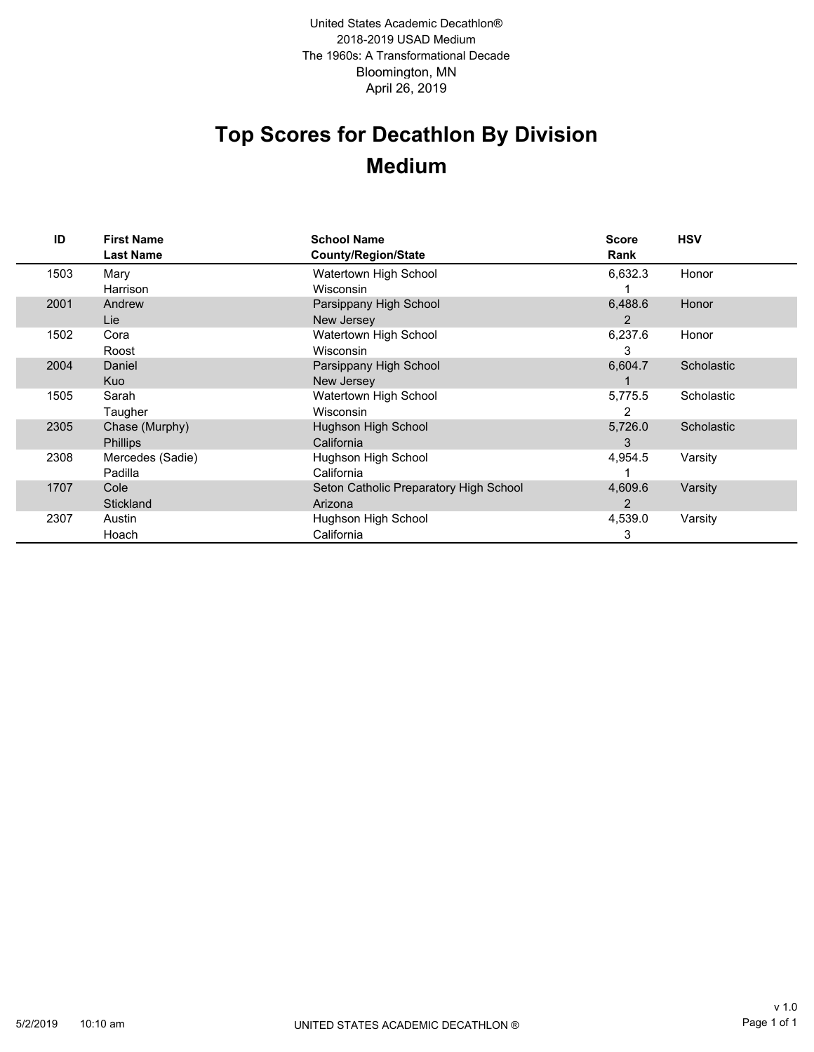United States Academic Decathlon®
2018-2019 USAD Medium
The 1960s: A Transformational Decade
Bloomington, MN
April 26, 2019

# Top Scores for Decathlon By Division
## Medium

| ID | First Name / Last Name | School Name / County/Region/State | Score / Rank | HSV |
|---|---|---|---|---|
| 1503 | Mary Harrison | Watertown High School, Wisconsin | 6,632.3 / 1 | Honor |
| 2001 | Andrew Lie | Parsippany High School, New Jersey | 6,488.6 / 2 | Honor |
| 1502 | Cora Roost | Watertown High School, Wisconsin | 6,237.6 / 3 | Honor |
| 2004 | Daniel Kuo | Parsippany High School, New Jersey | 6,604.7 / 1 | Scholastic |
| 1505 | Sarah Taugher | Watertown High School, Wisconsin | 5,775.5 / 2 | Scholastic |
| 2305 | Chase (Murphy) Phillips | Hughson High School, California | 5,726.0 / 3 | Scholastic |
| 2308 | Mercedes (Sadie) Padilla | Hughson High School, California | 4,954.5 / 1 | Varsity |
| 1707 | Cole Stickland | Seton Catholic Preparatory High School, Arizona | 4,609.6 / 2 | Varsity |
| 2307 | Austin Hoach | Hughson High School, California | 4,539.0 / 3 | Varsity |

5/2/2019 10:10 am UNITED STATES ACADEMIC DECATHLON ® v 1.0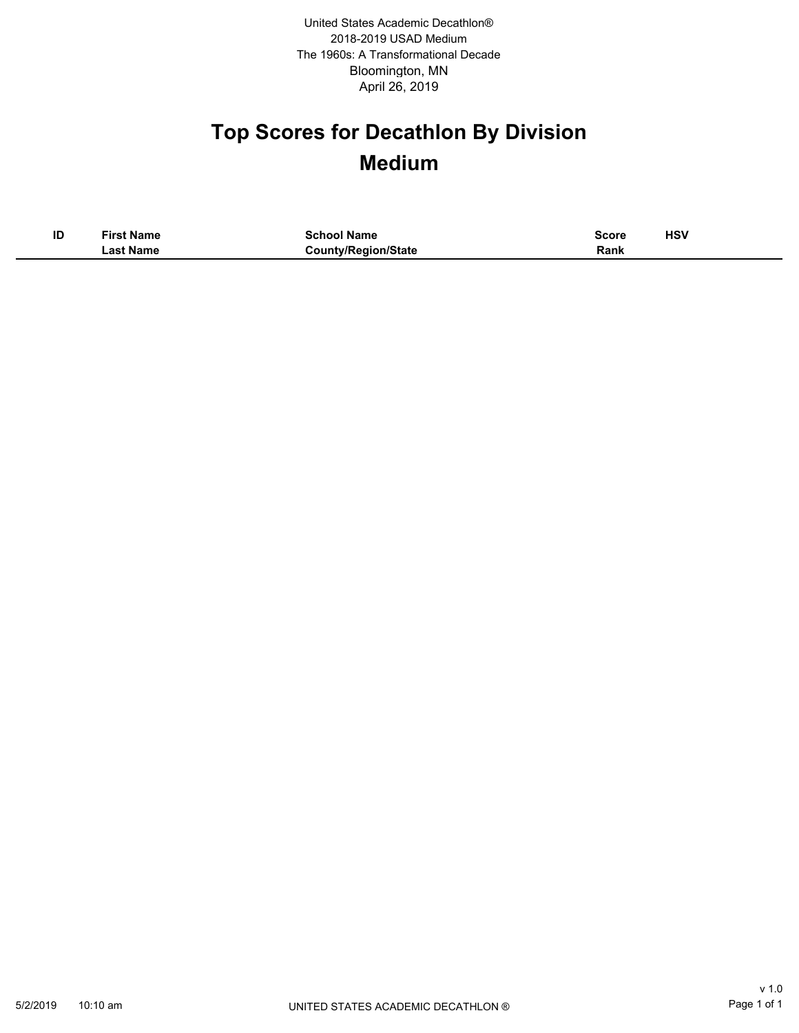United States Academic Decathlon®
2018-2019 USAD Medium
The 1960s: A Transformational Decade
Bloomington, MN
April 26, 2019

# Top Scores for Decathlon By Division
## Medium

| ID | First Name<br>Last Name | School Name<br>County/Region/State | Score<br>Rank | HSV |
|---|---|---|---|---|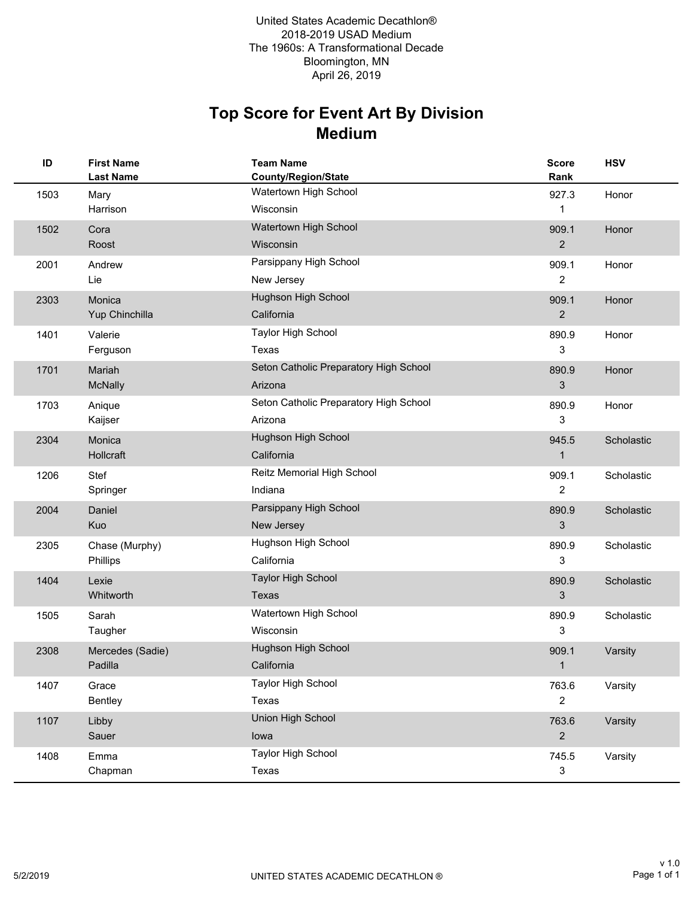United States Academic Decathlon®
2018-2019 USAD Medium
The 1960s: A Transformational Decade
Bloomington, MN
April 26, 2019

# Top Score for Event Art By Division
## Medium

| ID | First Name<br>Last Name | Team Name<br>County/Region/State | Score<br>Rank | HSV |
|---|---|---|---|---|
| 1503 | Mary<br>Harrison | Watertown High School<br>Wisconsin | 927.3<br>1 | Honor |
| 1502 | Cora<br>Roost | Watertown High School<br>Wisconsin | 909.1<br>2 | Honor |
| 2001 | Andrew<br>Lie | Parsippany High School<br>New Jersey | 909.1<br>2 | Honor |
| 2303 | Monica<br>Yup Chinchilla | Hughson High School<br>California | 909.1<br>2 | Honor |
| 1401 | Valerie<br>Ferguson | Taylor High School<br>Texas | 890.9<br>3 | Honor |
| 1701 | Mariah<br>McNally | Seton Catholic Preparatory High School<br>Arizona | 890.9<br>3 | Honor |
| 1703 | Anique<br>Kaijser | Seton Catholic Preparatory High School<br>Arizona | 890.9<br>3 | Honor |
| 2304 | Monica<br>Hollcraft | Hughson High School<br>California | 945.5<br>1 | Scholastic |
| 1206 | Stef<br>Springer | Reitz Memorial High School<br>Indiana | 909.1<br>2 | Scholastic |
| 2004 | Daniel<br>Kuo | Parsippany High School<br>New Jersey | 890.9<br>3 | Scholastic |
| 2305 | Chase (Murphy)<br>Phillips | Hughson High School<br>California | 890.9<br>3 | Scholastic |
| 1404 | Lexie<br>Whitworth | Taylor High School<br>Texas | 890.9<br>3 | Scholastic |
| 1505 | Sarah<br>Taugher | Watertown High School<br>Wisconsin | 890.9<br>3 | Scholastic |
| 2308 | Mercedes (Sadie)<br>Padilla | Hughson High School<br>California | 909.1<br>1 | Varsity |
| 1407 | Grace<br>Bentley | Taylor High School<br>Texas | 763.6<br>2 | Varsity |
| 1107 | Libby<br>Sauer | Union High School<br>Iowa | 763.6<br>2 | Varsity |
| 1408 | Emma<br>Chapman | Taylor High School<br>Texas | 745.5<br>3 | Varsity |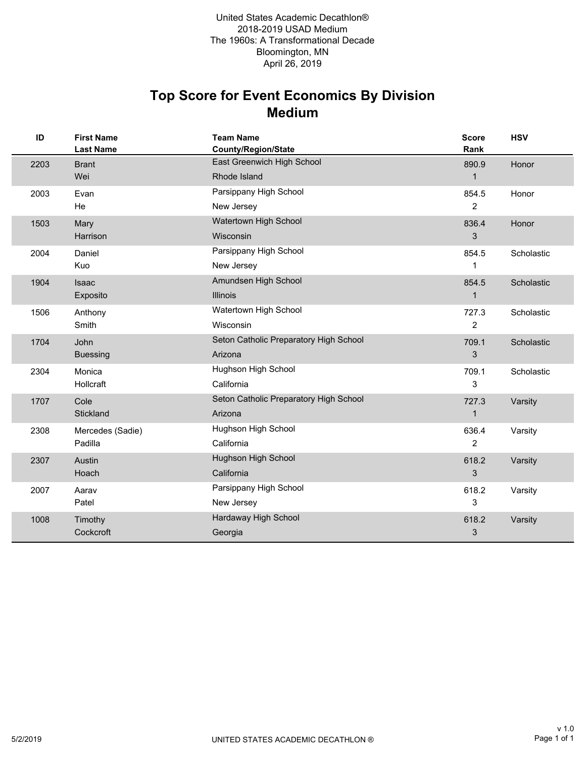United States Academic Decathlon®
2018-2019 USAD Medium
The 1960s: A Transformational Decade
Bloomington, MN
April 26, 2019

# Top Score for Event Economics By Division
## Medium

| ID | First Name<br>Last Name | Team Name<br>County/Region/State | Score<br>Rank | HSV |
|---|---|---|---|---|
| 2203 | Brant<br>Wei | East Greenwich High School<br>Rhode Island | 890.9<br>1 | Honor |
| 2003 | Evan<br>He | Parsippany High School<br>New Jersey | 854.5<br>2 | Honor |
| 1503 | Mary<br>Harrison | Watertown High School<br>Wisconsin | 836.4<br>3 | Honor |
| 2004 | Daniel<br>Kuo | Parsippany High School<br>New Jersey | 854.5<br>1 | Scholastic |
| 1904 | Isaac<br>Exposito | Amundsen High School<br>Illinois | 854.5<br>1 | Scholastic |
| 1506 | Anthony<br>Smith | Watertown High School<br>Wisconsin | 727.3<br>2 | Scholastic |
| 1704 | John<br>Buessing | Seton Catholic Preparatory High School<br>Arizona | 709.1<br>3 | Scholastic |
| 2304 | Monica<br>Hollcraft | Hughson High School<br>California | 709.1<br>3 | Scholastic |
| 1707 | Cole<br>Stickland | Seton Catholic Preparatory High School<br>Arizona | 727.3<br>1 | Varsity |
| 2308 | Mercedes (Sadie)<br>Padilla | Hughson High School<br>California | 636.4<br>2 | Varsity |
| 2307 | Austin<br>Hoach | Hughson High School<br>California | 618.2<br>3 | Varsity |
| 2007 | Aarav<br>Patel | Parsippany High School<br>New Jersey | 618.2<br>3 | Varsity |
| 1008 | Timothy<br>Cockcroft | Hardaway High School<br>Georgia | 618.2<br>3 | Varsity |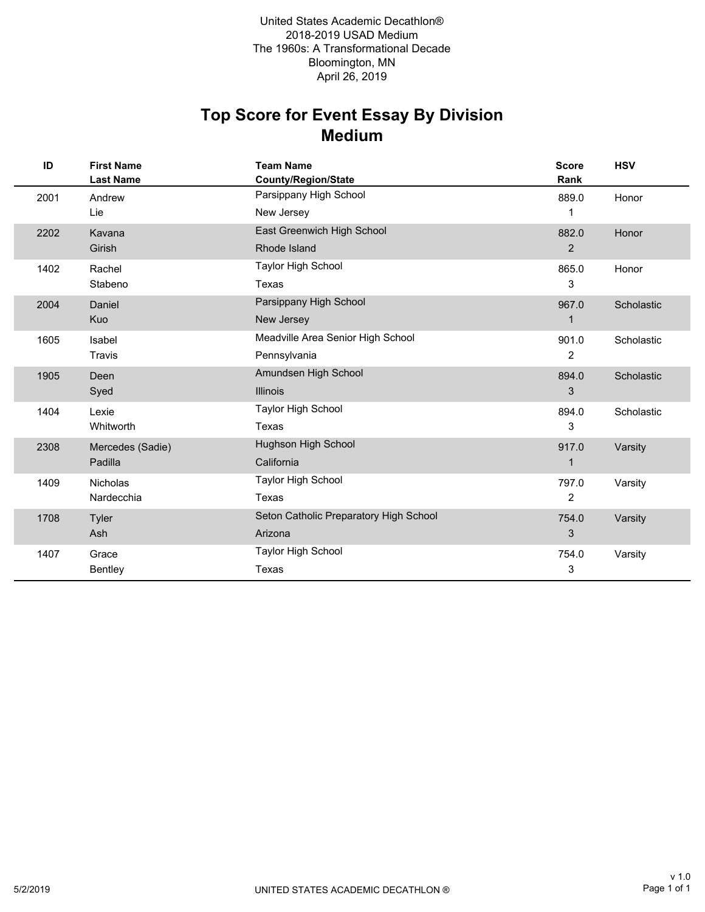United States Academic Decathlon®
2018-2019 USAD Medium
The 1960s: A Transformational Decade
Bloomington, MN
April 26, 2019

# Top Score for Event Essay By Division
## Medium

| ID | First Name / Last Name | Team Name / County/Region/State | Score / Rank | HSV |
|---|---|---|---|---|
| 2001 | Andrew / Lie | Parsippany High School / New Jersey | 889.0 / 1 | Honor |
| 2202 | Kavana / Girish | East Greenwich High School / Rhode Island | 882.0 / 2 | Honor |
| 1402 | Rachel / Stabeno | Taylor High School / Texas | 865.0 / 3 | Honor |
| 2004 | Daniel / Kuo | Parsippany High School / New Jersey | 967.0 / 1 | Scholastic |
| 1605 | Isabel / Travis | Meadville Area Senior High School / Pennsylvania | 901.0 / 2 | Scholastic |
| 1905 | Deen / Syed | Amundsen High School / Illinois | 894.0 / 3 | Scholastic |
| 1404 | Lexie / Whitworth | Taylor High School / Texas | 894.0 / 3 | Scholastic |
| 2308 | Mercedes (Sadie) / Padilla | Hughson High School / California | 917.0 / 1 | Varsity |
| 1409 | Nicholas / Nardecchia | Taylor High School / Texas | 797.0 / 2 | Varsity |
| 1708 | Tyler / Ash | Seton Catholic Preparatory High School / Arizona | 754.0 / 3 | Varsity |
| 1407 | Grace / Bentley | Taylor High School / Texas | 754.0 / 3 | Varsity |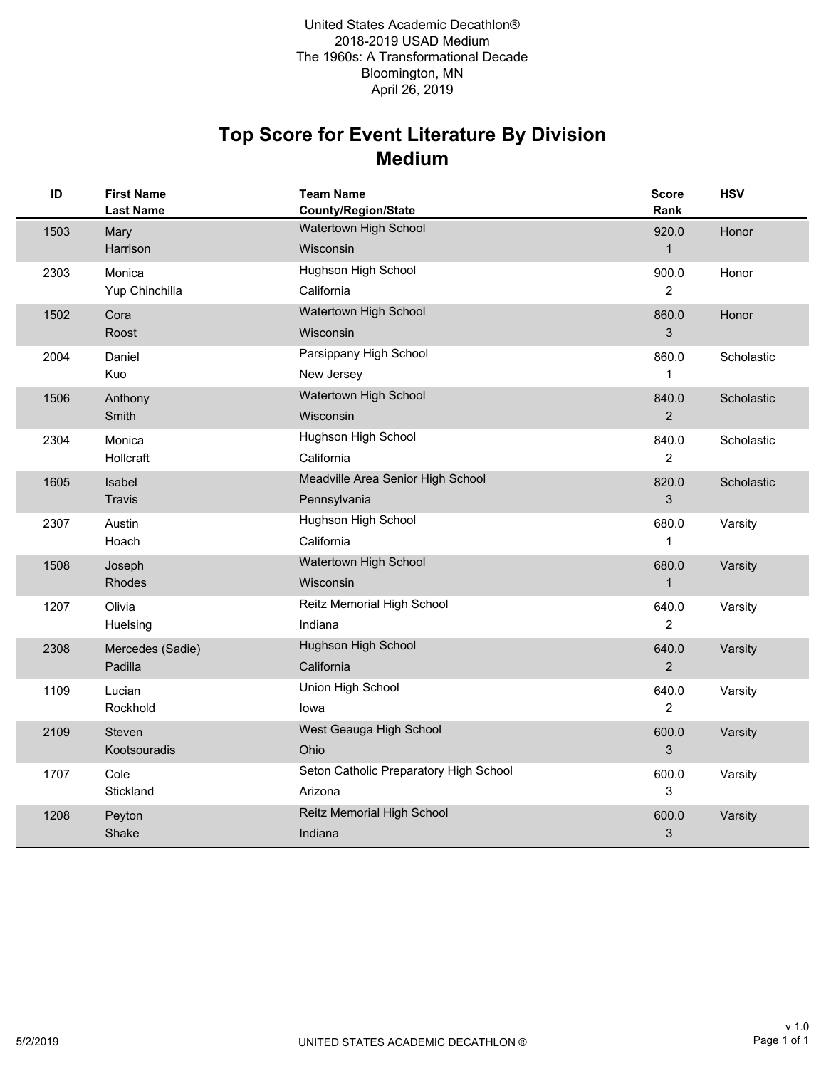United States Academic Decathlon®
2018-2019 USAD Medium
The 1960s: A Transformational Decade
Bloomington, MN
April 26, 2019

# Top Score for Event Literature By Division
## Medium

| ID | First Name / Last Name | Team Name / County/Region/State | Score / Rank | HSV |
|---|---|---|---|---|
| 1503 | Mary Harrison | Watertown High School, Wisconsin | 920.0 / 1 | Honor |
| 2303 | Monica Yup Chinchilla | Hughson High School, California | 900.0 / 2 | Honor |
| 1502 | Cora Roost | Watertown High School, Wisconsin | 860.0 / 3 | Honor |
| 2004 | Daniel Kuo | Parsippany High School, New Jersey | 860.0 / 1 | Scholastic |
| 1506 | Anthony Smith | Watertown High School, Wisconsin | 840.0 / 2 | Scholastic |
| 2304 | Monica Hollcraft | Hughson High School, California | 840.0 / 2 | Scholastic |
| 1605 | Isabel Travis | Meadville Area Senior High School, Pennsylvania | 820.0 / 3 | Scholastic |
| 2307 | Austin Hoach | Hughson High School, California | 680.0 / 1 | Varsity |
| 1508 | Joseph Rhodes | Watertown High School, Wisconsin | 680.0 / 1 | Varsity |
| 1207 | Olivia Huelsing | Reitz Memorial High School, Indiana | 640.0 / 2 | Varsity |
| 2308 | Mercedes (Sadie) Padilla | Hughson High School, California | 640.0 / 2 | Varsity |
| 1109 | Lucian Rockhold | Union High School, Iowa | 640.0 / 2 | Varsity |
| 2109 | Steven Kootsouradis | West Geauga High School, Ohio | 600.0 / 3 | Varsity |
| 1707 | Cole Stickland | Seton Catholic Preparatory High School, Arizona | 600.0 / 3 | Varsity |
| 1208 | Peyton Shake | Reitz Memorial High School, Indiana | 600.0 / 3 | Varsity |

5/2/2019 UNITED STATES ACADEMIC DECATHLON ® v 1.0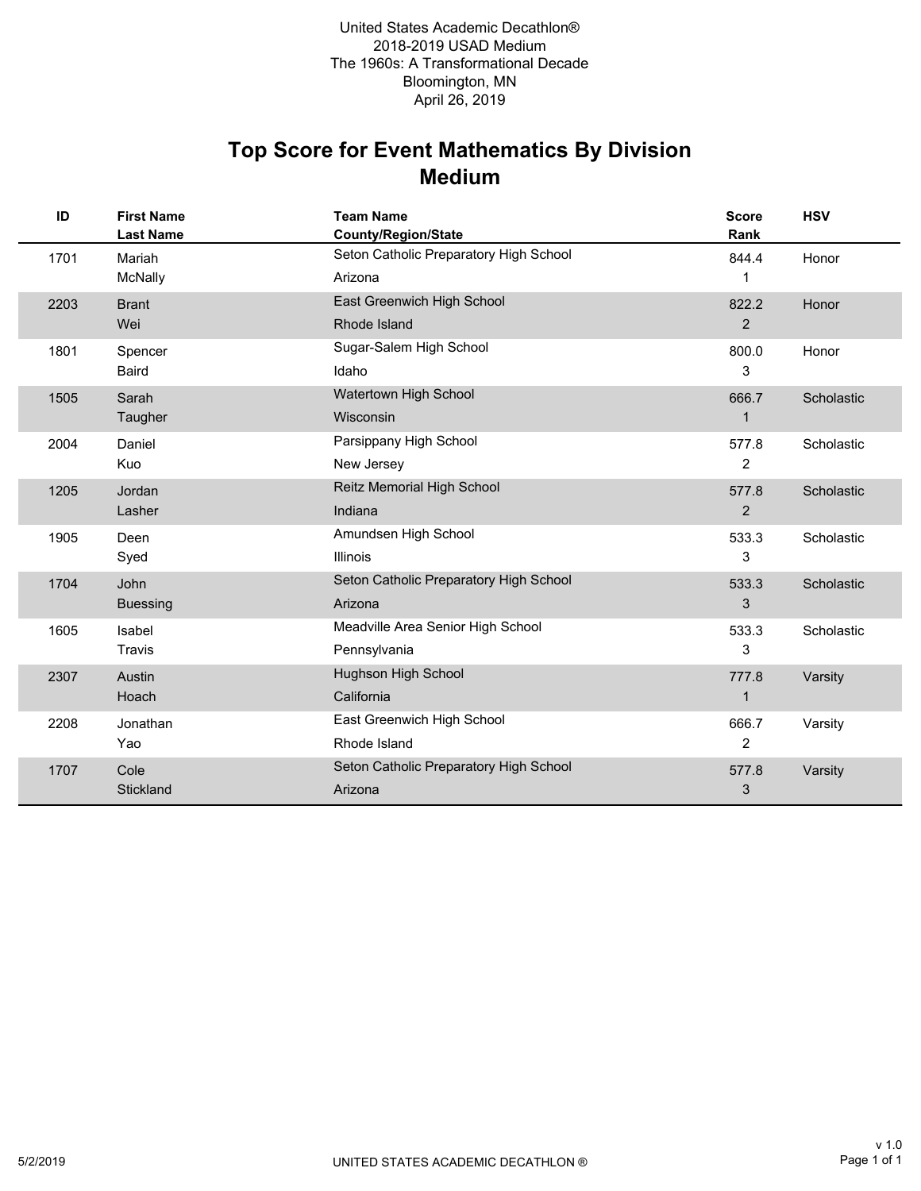United States Academic Decathlon®
2018-2019 USAD Medium
The 1960s: A Transformational Decade
Bloomington, MN
April 26, 2019

# Top Score for Event Mathematics By Division
## Medium

| ID | First Name<br>Last Name | Team Name<br>County/Region/State | Score<br>Rank | HSV |
|---|---|---|---|---|
| 1701 | Mariah<br>McNally | Seton Catholic Preparatory High School<br>Arizona | 844.4<br>1 | Honor |
| 2203 | Brant<br>Wei | East Greenwich High School<br>Rhode Island | 822.2<br>2 | Honor |
| 1801 | Spencer<br>Baird | Sugar-Salem High School<br>Idaho | 800.0<br>3 | Honor |
| 1505 | Sarah<br>Taugher | Watertown High School<br>Wisconsin | 666.7<br>1 | Scholastic |
| 2004 | Daniel<br>Kuo | Parsippany High School<br>New Jersey | 577.8<br>2 | Scholastic |
| 1205 | Jordan<br>Lasher | Reitz Memorial High School<br>Indiana | 577.8<br>2 | Scholastic |
| 1905 | Deen<br>Syed | Amundsen High School<br>Illinois | 533.3<br>3 | Scholastic |
| 1704 | John<br>Buessing | Seton Catholic Preparatory High School<br>Arizona | 533.3<br>3 | Scholastic |
| 1605 | Isabel<br>Travis | Meadville Area Senior High School<br>Pennsylvania | 533.3<br>3 | Scholastic |
| 2307 | Austin<br>Hoach | Hughson High School<br>California | 777.8<br>1 | Varsity |
| 2208 | Jonathan<br>Yao | East Greenwich High School<br>Rhode Island | 666.7<br>2 | Varsity |
| 1707 | Cole<br>Stickland | Seton Catholic Preparatory High School<br>Arizona | 577.8<br>3 | Varsity |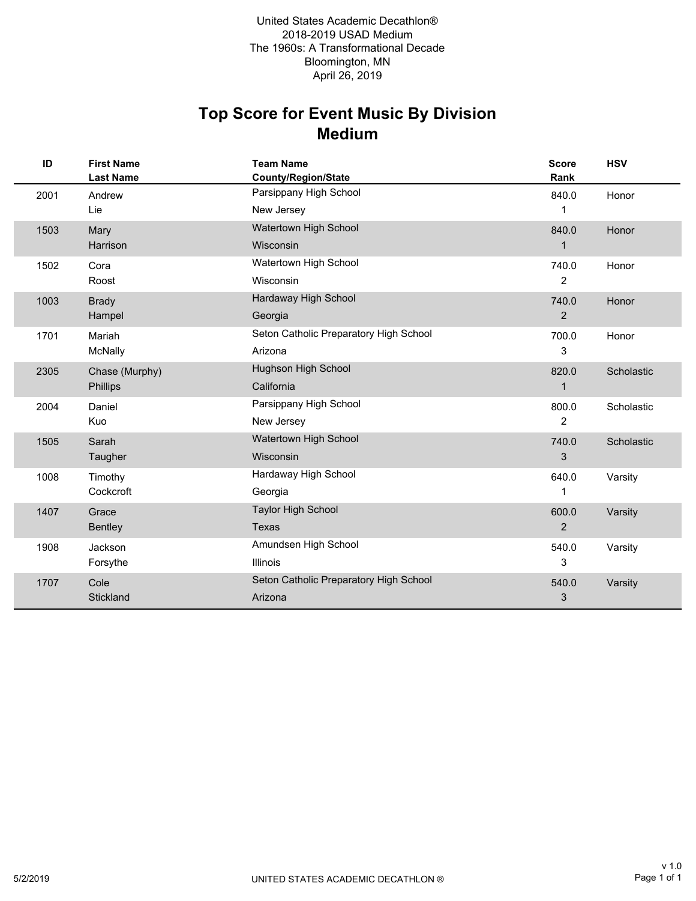United States Academic Decathlon®
2018-2019 USAD Medium
The 1960s: A Transformational Decade
Bloomington, MN
April 26, 2019

# Top Score for Event Music By Division
## Medium

| ID | First Name<br>Last Name | Team Name<br>County/Region/State | Score<br>Rank | HSV |
|---|---|---|---|---|
| 2001 | Andrew<br>Lie | Parsippany High School<br>New Jersey | 840.0<br>1 | Honor |
| 1503 | Mary<br>Harrison | Watertown High School<br>Wisconsin | 840.0<br>1 | Honor |
| 1502 | Cora<br>Roost | Watertown High School<br>Wisconsin | 740.0<br>2 | Honor |
| 1003 | Brady<br>Hampel | Hardaway High School<br>Georgia | 740.0<br>2 | Honor |
| 1701 | Mariah<br>McNally | Seton Catholic Preparatory High School<br>Arizona | 700.0<br>3 | Honor |
| 2305 | Chase (Murphy)<br>Phillips | Hughson High School<br>California | 820.0<br>1 | Scholastic |
| 2004 | Daniel<br>Kuo | Parsippany High School<br>New Jersey | 800.0<br>2 | Scholastic |
| 1505 | Sarah<br>Taugher | Watertown High School<br>Wisconsin | 740.0<br>3 | Scholastic |
| 1008 | Timothy<br>Cockcroft | Hardaway High School<br>Georgia | 640.0<br>1 | Varsity |
| 1407 | Grace<br>Bentley | Taylor High School<br>Texas | 600.0<br>2 | Varsity |
| 1908 | Jackson<br>Forsythe | Amundsen High School<br>Illinois | 540.0<br>3 | Varsity |
| 1707 | Cole<br>Stickland | Seton Catholic Preparatory High School<br>Arizona | 540.0<br>3 | Varsity |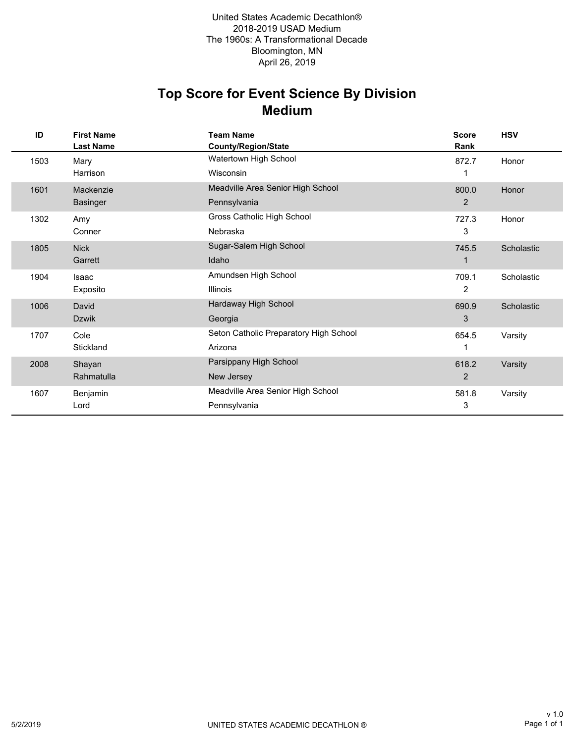United States Academic Decathlon®
2018-2019 USAD Medium
The 1960s: A Transformational Decade
Bloomington, MN
April 26, 2019

# Top Score for Event Science By Division
## Medium

| ID | First Name<br>Last Name | Team Name<br>County/Region/State | Score<br>Rank | HSV |
|---|---|---|---|---|
| 1503 | Mary<br>Harrison | Watertown High School<br>Wisconsin | 872.7<br>1 | Honor |
| 1601 | Mackenzie<br>Basinger | Meadville Area Senior High School<br>Pennsylvania | 800.0<br>2 | Honor |
| 1302 | Amy<br>Conner | Gross Catholic High School<br>Nebraska | 727.3<br>3 | Honor |
| 1805 | Nick<br>Garrett | Sugar-Salem High School<br>Idaho | 745.5<br>1 | Scholastic |
| 1904 | Isaac<br>Exposito | Amundsen High School<br>Illinois | 709.1<br>2 | Scholastic |
| 1006 | David<br>Dzwik | Hardaway High School<br>Georgia | 690.9<br>3 | Scholastic |
| 1707 | Cole<br>Stickland | Seton Catholic Preparatory High School<br>Arizona | 654.5<br>1 | Varsity |
| 2008 | Shayan<br>Rahmatulla | Parsippany High School<br>New Jersey | 618.2<br>2 | Varsity |
| 1607 | Benjamin<br>Lord | Meadville Area Senior High School<br>Pennsylvania | 581.8<br>3 | Varsity |

5/2/2019 UNITED STATES ACADEMIC DECATHLON ® v 1.0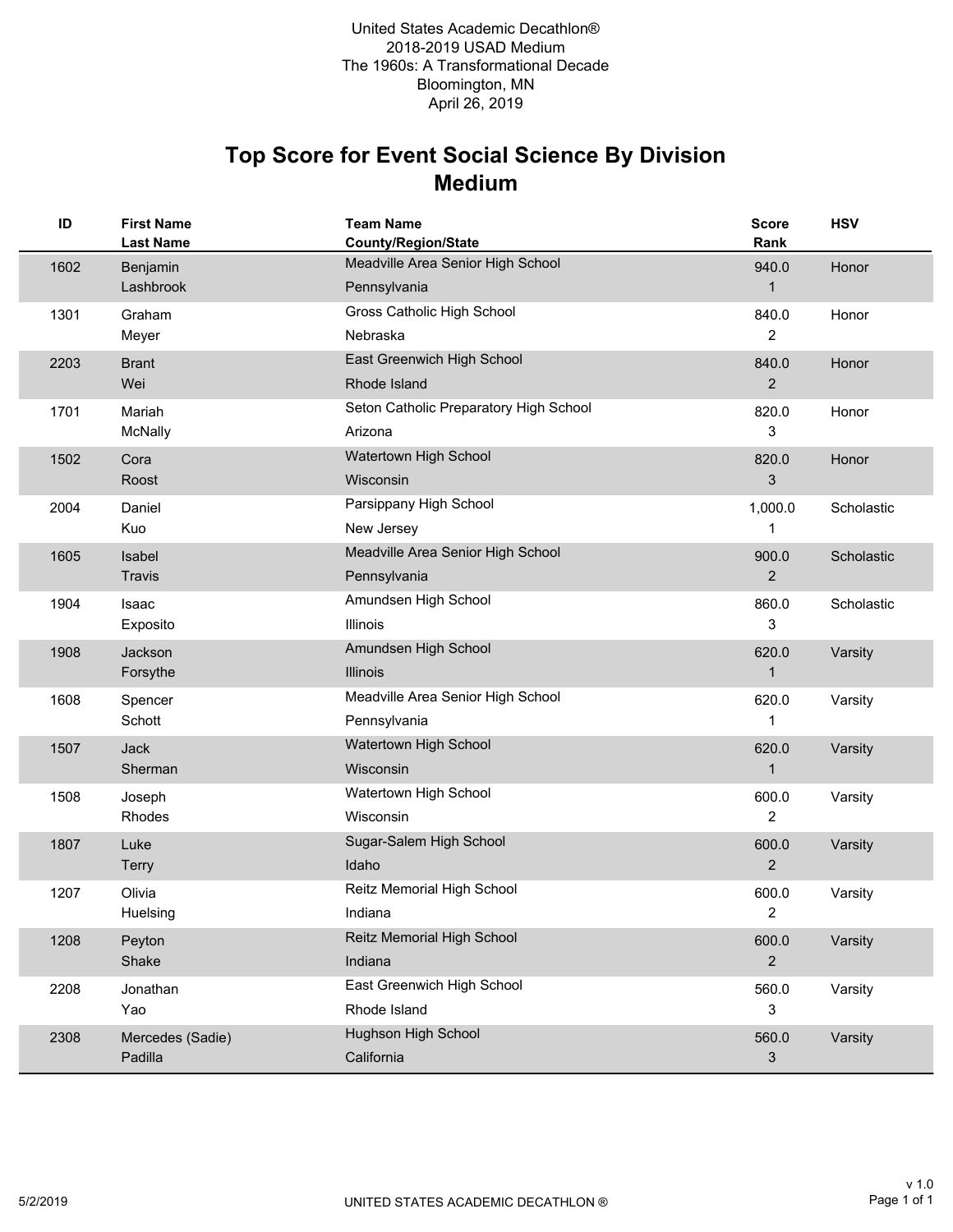United States Academic Decathlon®
2018-2019 USAD Medium
The 1960s: A Transformational Decade
Bloomington, MN
April 26, 2019

# Top Score for Event Social Science By Division
## Medium

| ID | First Name<br>Last Name | Team Name<br>County/Region/State | Score<br>Rank | HSV |
|---|---|---|---|---|
| 1602 | Benjamin<br>Lashbrook | Meadville Area Senior High School<br>Pennsylvania | 940.0<br>1 | Honor |
| 1301 | Graham<br>Meyer | Gross Catholic High School<br>Nebraska | 840.0<br>2 | Honor |
| 2203 | Brant<br>Wei | East Greenwich High School<br>Rhode Island | 840.0<br>2 | Honor |
| 1701 | Mariah<br>McNally | Seton Catholic Preparatory High School<br>Arizona | 820.0<br>3 | Honor |
| 1502 | Cora<br>Roost | Watertown High School<br>Wisconsin | 820.0<br>3 | Honor |
| 2004 | Daniel<br>Kuo | Parsippany High School<br>New Jersey | 1,000.0<br>1 | Scholastic |
| 1605 | Isabel<br>Travis | Meadville Area Senior High School<br>Pennsylvania | 900.0<br>2 | Scholastic |
| 1904 | Isaac<br>Exposito | Amundsen High School<br>Illinois | 860.0<br>3 | Scholastic |
| 1908 | Jackson<br>Forsythe | Amundsen High School<br>Illinois | 620.0<br>1 | Varsity |
| 1608 | Spencer<br>Schott | Meadville Area Senior High School<br>Pennsylvania | 620.0<br>1 | Varsity |
| 1507 | Jack<br>Sherman | Watertown High School<br>Wisconsin | 620.0<br>1 | Varsity |
| 1508 | Joseph<br>Rhodes | Watertown High School<br>Wisconsin | 600.0<br>2 | Varsity |
| 1807 | Luke<br>Terry | Sugar-Salem High School<br>Idaho | 600.0<br>2 | Varsity |
| 1207 | Olivia<br>Huelsing | Reitz Memorial High School<br>Indiana | 600.0<br>2 | Varsity |
| 1208 | Peyton<br>Shake | Reitz Memorial High School<br>Indiana | 600.0<br>2 | Varsity |
| 2208 | Jonathan<br>Yao | East Greenwich High School<br>Rhode Island | 560.0<br>3 | Varsity |
| 2308 | Mercedes (Sadie)<br>Padilla | Hughson High School<br>California | 560.0<br>3 | Varsity |